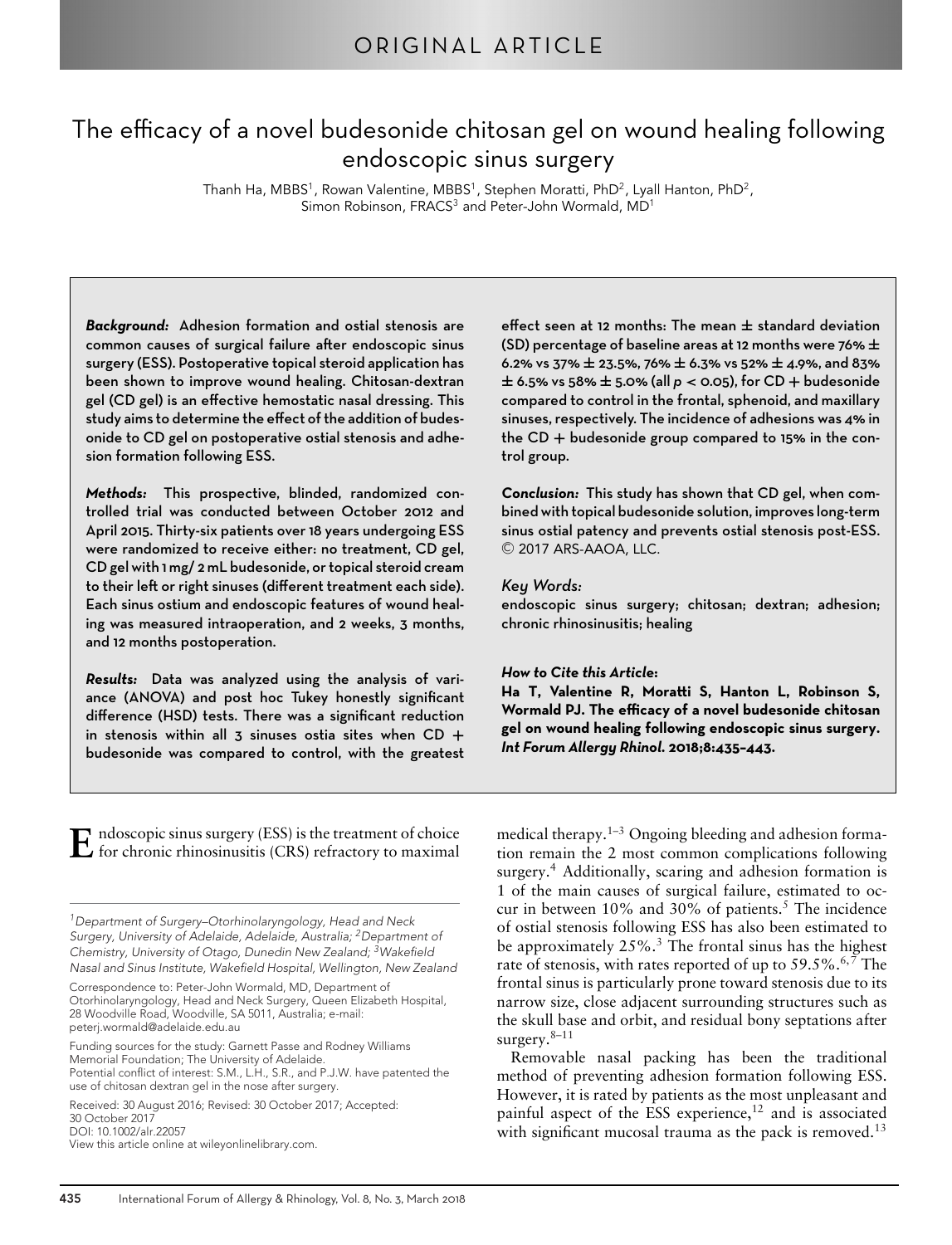ORIGINAL ARTICLE

# The efficacy of a novel budesonide chitosan gel on wound healing following endoscopic sinus surgery

Thanh Ha, MBBS[1], Rowan Valentine, MBBS[1], Stephen Moratti, PhD[2], Lyall Hanton, PhD[2], Simon Robinson, FRACS[3] and Peter-John Wormald, MD[1]

***Background:*** **Adhesion formation and ostial stenosis are common causes of surgical failure after endoscopic sinus surgery (ESS). Postoperative topical steroid application has been shown to improve wound healing. Chitosan-dextran gel (CD gel) is an effective hemostatic nasal dressing. This study aims to determine the effect of the addition of budesonide to CD gel on postoperative ostial stenosis and adhesion formation following ESS.**

***Methods:*** **This prospective, blinded, randomized controlled trial was conducted between October 2012 and April 2015. Thirty-six patients over 18 years undergoing ESS were randomized to receive either: no treatment, CD gel, CD gel with 1 mg/ 2 mL budesonide, or topical steroid cream to their left or right sinuses (different treatment each side). Each sinus ostium and endoscopic features of wound healing was measured intraoperation, and 2 weeks, 3 months, and 12 months postoperation.**

***Results:*** **Data was analyzed using the analysis of variance (ANOVA) and post hoc Tukey honestly significant difference (HSD) tests. There was a significant reduction in stenosis within all 3 sinuses ostia sites when CD + budesonide was compared to control, with the greatest effect seen at 12 months: The mean ± standard deviation (SD) percentage of baseline areas at 12 months were 76% ± 6.2% vs 37% ± 23.5%, 76% ± 6.3% vs 52% ± 4.9%, and 83% ± 6.5% vs 58% ± 5.0% (all $p < 0.05$), for CD + budesonide compared to control in the frontal, sphenoid, and maxillary sinuses, respectively. The incidence of adhesions was 4% in the CD + budesonide group compared to 15% in the control group.**

***Conclusion:*** **This study has shown that CD gel, when combined with topical budesonide solution, improves long-term sinus ostial patency and prevents ostial stenosis post-ESS.** © 2017 ARS-AAOA, LLC.

*Key Words:*

**endoscopic sinus surgery; chitosan; dextran; adhesion; chronic rhinosinusitis; healing**

***How to Cite this Article*:**

**Ha T, Valentine R, Moratti S, Hanton L, Robinson S, Wormald PJ. The efficacy of a novel budesonide chitosan gel on wound healing following endoscopic sinus surgery. *Int Forum Allergy Rhinol*. 2018;8:435–443.**

Endoscopic sinus surgery (ESS) is the treatment of choice for chronic rhinosinusitis (CRS) refractory to maximal medical therapy.[1–3] Ongoing bleeding and adhesion formation remain the 2 most common complications following surgery.[4] Additionally, scaring and adhesion formation is 1 of the main causes of surgical failure, estimated to occur in between 10% and 30% of patients.[5] The incidence of ostial stenosis following ESS has also been estimated to be approximately 25%.[3] The frontal sinus has the highest rate of stenosis, with rates reported of up to 59.5%.[6,7] The frontal sinus is particularly prone toward stenosis due to its narrow size, close adjacent surrounding structures such as the skull base and orbit, and residual bony septations after surgery.[8–11]

Removable nasal packing has been the traditional method of preventing adhesion formation following ESS. However, it is rated by patients as the most unpleasant and painful aspect of the ESS experience,[12] and is associated with significant mucosal trauma as the pack is removed.[13]

---

[1]*Department of Surgery–Otorhinolaryngology, Head and Neck Surgery, University of Adelaide, Adelaide, Australia;* [2]*Department of Chemistry, University of Otago, Dunedin New Zealand;* [3]*Wakefield Nasal and Sinus Institute, Wakefield Hospital, Wellington, New Zealand*

Correspondence to: Peter-John Wormald, MD, Department of Otorhinolaryngology, Head and Neck Surgery, Queen Elizabeth Hospital, 28 Woodville Road, Woodville, SA 5011, Australia; e-mail: peterj.wormald@adelaide.edu.au

Funding sources for the study: Garnett Passe and Rodney Williams Memorial Foundation; The University of Adelaide.
Potential conflict of interest: S.M., L.H., S.R., and P.J.W. have patented the use of chitosan dextran gel in the nose after surgery.

Received: 30 August 2016; Revised: 30 October 2017; Accepted: 30 October 2017
DOI: 10.1002/alr.22057
View this article online at wileyonlinelibrary.com.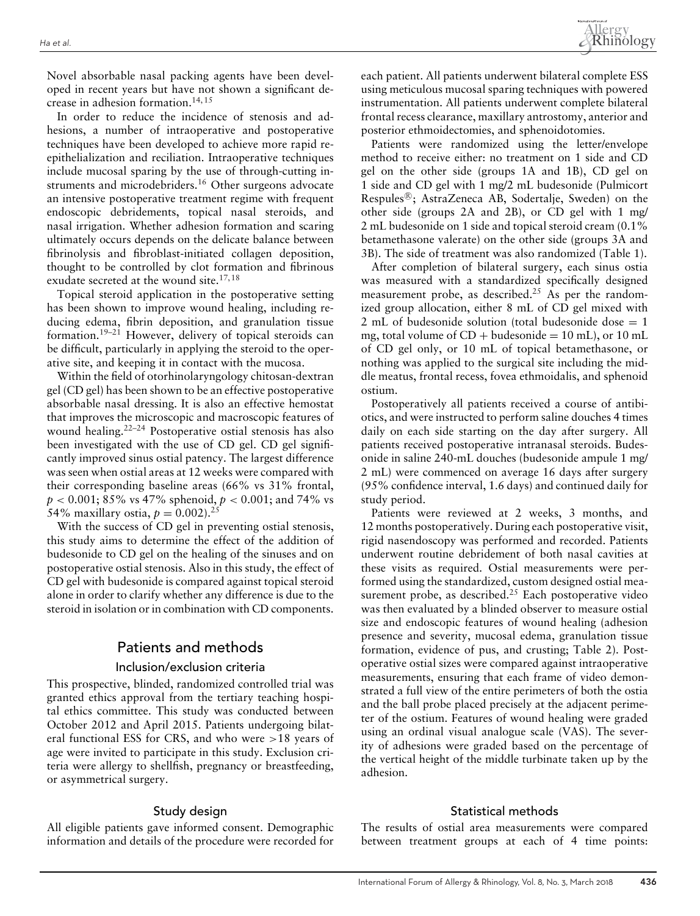Novel absorbable nasal packing agents have been developed in recent years but have not shown a significant decrease in adhesion formation.[14,15]

In order to reduce the incidence of stenosis and adhesions, a number of intraoperative and postoperative techniques have been developed to achieve more rapid reepithelialization and reciliation. Intraoperative techniques include mucosal sparing by the use of through-cutting instruments and microdebriders.[16] Other surgeons advocate an intensive postoperative treatment regime with frequent endoscopic debridements, topical nasal steroids, and nasal irrigation. Whether adhesion formation and scaring ultimately occurs depends on the delicate balance between fibrinolysis and fibroblast-initiated collagen deposition, thought to be controlled by clot formation and fibrinous exudate secreted at the wound site.[17,18]

Topical steroid application in the postoperative setting has been shown to improve wound healing, including reducing edema, fibrin deposition, and granulation tissue formation.[19–21] However, delivery of topical steroids can be difficult, particularly in applying the steroid to the operative site, and keeping it in contact with the mucosa.

Within the field of otorhinolaryngology chitosan-dextran gel (CD gel) has been shown to be an effective postoperative absorbable nasal dressing. It is also an effective hemostat that improves the microscopic and macroscopic features of wound healing.[22–24] Postoperative ostial stenosis has also been investigated with the use of CD gel. CD gel significantly improved sinus ostial patency. The largest difference was seen when ostial areas at 12 weeks were compared with their corresponding baseline areas (66% vs 31% frontal, $p < 0.001$; 85% vs 47% sphenoid, $p < 0.001$; and 74% vs 54% maxillary ostia, $p = 0.002$).[25]

With the success of CD gel in preventing ostial stenosis, this study aims to determine the effect of the addition of budesonide to CD gel on the healing of the sinuses and on postoperative ostial stenosis. Also in this study, the effect of CD gel with budesonide is compared against topical steroid alone in order to clarify whether any difference is due to the steroid in isolation or in combination with CD components.

## Patients and methods

### Inclusion/exclusion criteria

This prospective, blinded, randomized controlled trial was granted ethics approval from the tertiary teaching hospital ethics committee. This study was conducted between October 2012 and April 2015. Patients undergoing bilateral functional ESS for CRS, and who were >18 years of age were invited to participate in this study. Exclusion criteria were allergy to shellfish, pregnancy or breastfeeding, or asymmetrical surgery.

### Study design

All eligible patients gave informed consent. Demographic information and details of the procedure were recorded for each patient. All patients underwent bilateral complete ESS using meticulous mucosal sparing techniques with powered instrumentation. All patients underwent complete bilateral frontal recess clearance, maxillary antrostomy, anterior and posterior ethmoidectomies, and sphenoidotomies.

Patients were randomized using the letter/envelope method to receive either: no treatment on 1 side and CD gel on the other side (groups 1A and 1B), CD gel on 1 side and CD gel with 1 mg/2 mL budesonide (Pulmicort Respules®; AstraZeneca AB, Sodertalje, Sweden) on the other side (groups 2A and 2B), or CD gel with 1 mg/2 mL budesonide on 1 side and topical steroid cream (0.1% betamethasone valerate) on the other side (groups 3A and 3B). The side of treatment was also randomized (Table 1).

After completion of bilateral surgery, each sinus ostia was measured with a standardized specifically designed measurement probe, as described.[25] As per the randomized group allocation, either 8 mL of CD gel mixed with 2 mL of budesonide solution (total budesonide dose = 1 mg, total volume of CD + budesonide = 10 mL), or 10 mL of CD gel only, or 10 mL of topical betamethasone, or nothing was applied to the surgical site including the middle meatus, frontal recess, fovea ethmoidalis, and sphenoid ostium.

Postoperatively all patients received a course of antibiotics, and were instructed to perform saline douches 4 times daily on each side starting on the day after surgery. All patients received postoperative intranasal steroids. Budesonide in saline 240-mL douches (budesonide ampule 1 mg/2 mL) were commenced on average 16 days after surgery (95% confidence interval, 1.6 days) and continued daily for study period.

Patients were reviewed at 2 weeks, 3 months, and 12 months postoperatively. During each postoperative visit, rigid nasendoscopy was performed and recorded. Patients underwent routine debridement of both nasal cavities at these visits as required. Ostial measurements were performed using the standardized, custom designed ostial measurement probe, as described.[25] Each postoperative video was then evaluated by a blinded observer to measure ostial size and endoscopic features of wound healing (adhesion presence and severity, mucosal edema, granulation tissue formation, evidence of pus, and crusting; Table 2). Postoperative ostial sizes were compared against intraoperative measurements, ensuring that each frame of video demonstrated a full view of the entire perimeters of both the ostia and the ball probe placed precisely at the adjacent perimeter of the ostium. Features of wound healing were graded using an ordinal visual analogue scale (VAS). The severity of adhesions were graded based on the percentage of the vertical height of the middle turbinate taken up by the adhesion.

### Statistical methods

The results of ostial area measurements were compared between treatment groups at each of 4 time points: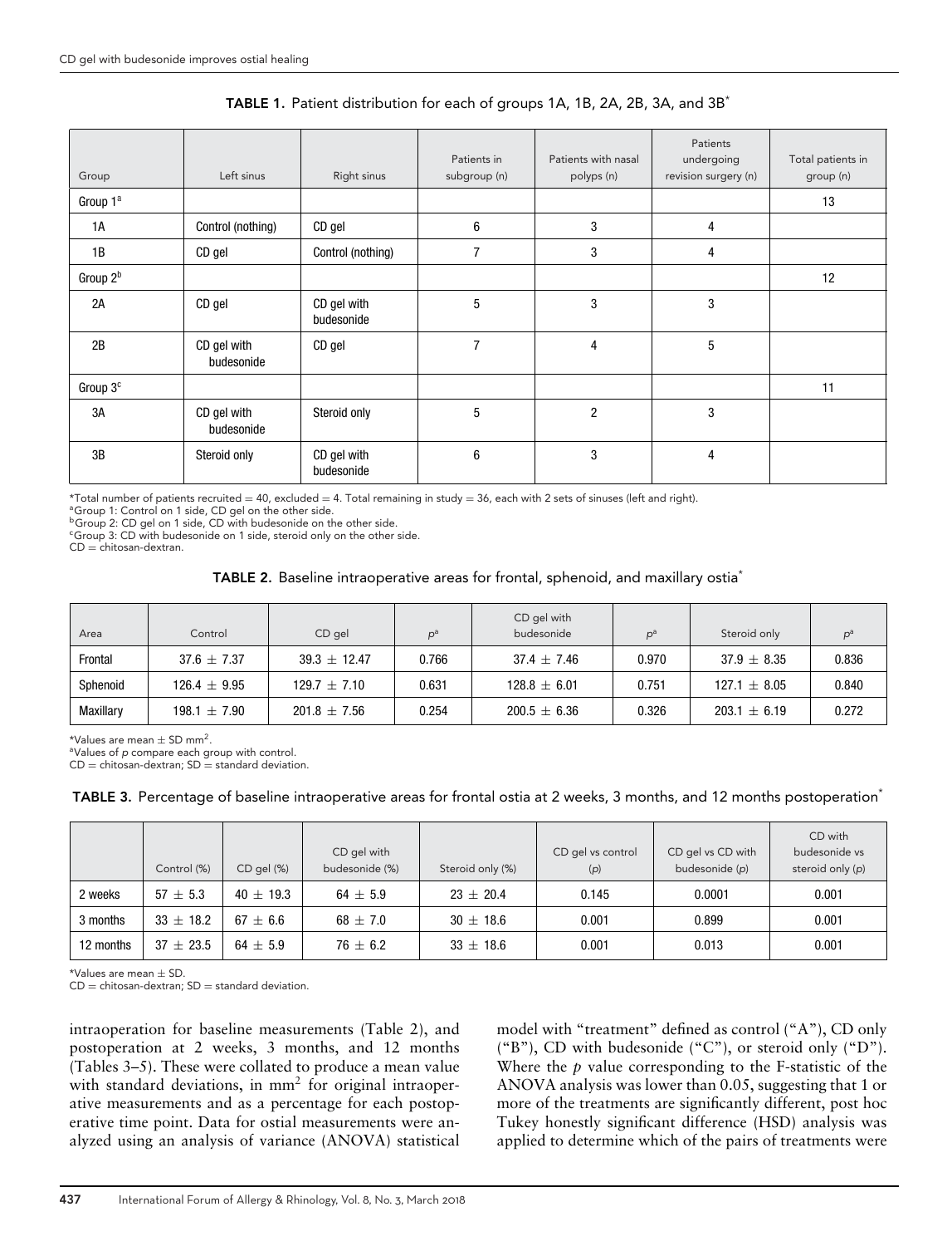**TABLE 1.** Patient distribution for each of groups 1A, 1B, 2A, 2B, 3A, and 3B*

| Group | Left sinus | Right sinus | Patients in subgroup (n) | Patients with nasal polyps (n) | Patients undergoing revision surgery (n) | Total patients in group (n) |
|---|---|---|---|---|---|---|
| Group 1[a] | | | | | | 13 |
| 1A | Control (nothing) | CD gel | 6 | 3 | 4 | |
| 1B | CD gel | Control (nothing) | 7 | 3 | 4 | |
| Group 2[b] | | | | | | 12 |
| 2A | CD gel | CD gel with budesonide | 5 | 3 | 3 | |
| 2B | CD gel with budesonide | CD gel | 7 | 4 | 5 | |
| Group 3[c] | | | | | | 11 |
| 3A | CD gel with budesonide | Steroid only | 5 | 2 | 3 | |
| 3B | Steroid only | CD gel with budesonide | 6 | 3 | 4 | |

*Total number of patients recruited = 40, excluded = 4. Total remaining in study = 36, each with 2 sets of sinuses (left and right).
[a]Group 1: Control on 1 side, CD gel on the other side.
[b]Group 2: CD gel on 1 side, CD with budesonide on the other side.
[c]Group 3: CD with budesonide on 1 side, steroid only on the other side.
CD = chitosan-dextran.

**TABLE 2.** Baseline intraoperative areas for frontal, sphenoid, and maxillary ostia*

| Area | Control | CD gel | $p$[a] | CD gel with budesonide | $p$[a] | Steroid only | $p$[a] |
|---|---|---|---|---|---|---|---|
| Frontal | 37.6 ± 7.37 | 39.3 ± 12.47 | 0.766 | 37.4 ± 7.46 | 0.970 | 37.9 ± 8.35 | 0.836 |
| Sphenoid | 126.4 ± 9.95 | 129.7 ± 7.10 | 0.631 | 128.8 ± 6.01 | 0.751 | 127.1 ± 8.05 | 0.840 |
| Maxillary | 198.1 ± 7.90 | 201.8 ± 7.56 | 0.254 | 200.5 ± 6.36 | 0.326 | 203.1 ± 6.19 | 0.272 |

*Values are mean ± SD mm$^2$.
[a]Values of $p$ compare each group with control.
CD = chitosan-dextran; SD = standard deviation.

**TABLE 3.** Percentage of baseline intraoperative areas for frontal ostia at 2 weeks, 3 months, and 12 months postoperation*

| | Control (%) | CD gel (%) | CD gel with budesonide (%) | Steroid only (%) | CD gel vs control ($p$) | CD gel vs CD with budesonide ($p$) | CD with budesonide vs steroid only ($p$) |
|---|---|---|---|---|---|---|---|
| 2 weeks | 57 ± 5.3 | 40 ± 19.3 | 64 ± 5.9 | 23 ± 20.4 | 0.145 | 0.0001 | 0.001 |
| 3 months | 33 ± 18.2 | 67 ± 6.6 | 68 ± 7.0 | 30 ± 18.6 | 0.001 | 0.899 | 0.001 |
| 12 months | 37 ± 23.5 | 64 ± 5.9 | 76 ± 6.2 | 33 ± 18.6 | 0.001 | 0.013 | 0.001 |

*Values are mean ± SD.
CD = chitosan-dextran; SD = standard deviation.

intraoperation for baseline measurements (Table 2), and postoperation at 2 weeks, 3 months, and 12 months (Tables 3–5). These were collated to produce a mean value with standard deviations, in mm$^2$ for original intraoperative measurements and as a percentage for each postoperative time point. Data for ostial measurements were analyzed using an analysis of variance (ANOVA) statistical model with "treatment" defined as control ("A"), CD only ("B"), CD with budesonide ("C"), or steroid only ("D"). Where the $p$ value corresponding to the F-statistic of the ANOVA analysis was lower than 0.05, suggesting that 1 or more of the treatments are significantly different, post hoc Tukey honestly significant difference (HSD) analysis was applied to determine which of the pairs of treatments were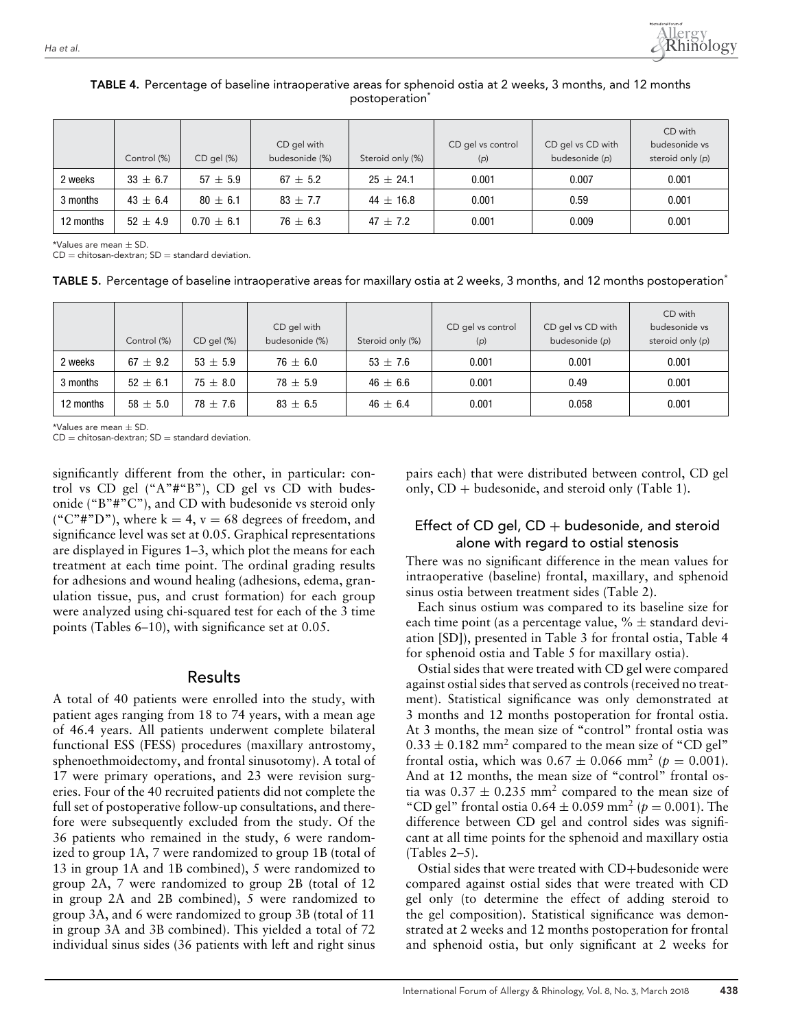**TABLE 4.** Percentage of baseline intraoperative areas for sphenoid ostia at 2 weeks, 3 months, and 12 months postoperation*

| | Control (%) | CD gel (%) | CD gel with budesonide (%) | Steroid only (%) | CD gel vs control (p) | CD gel vs CD with budesonide (p) | CD with budesonide vs steroid only (p) |
|---|---|---|---|---|---|---|---|
| 2 weeks | 33 ± 6.7 | 57 ± 5.9 | 67 ± 5.2 | 25 ± 24.1 | 0.001 | 0.007 | 0.001 |
| 3 months | 43 ± 6.4 | 80 ± 6.1 | 83 ± 7.7 | 44 ± 16.8 | 0.001 | 0.59 | 0.001 |
| 12 months | 52 ± 4.9 | 0.70 ± 6.1 | 76 ± 6.3 | 47 ± 7.2 | 0.001 | 0.009 | 0.001 |

*Values are mean ± SD.
CD = chitosan-dextran; SD = standard deviation.

**TABLE 5.** Percentage of baseline intraoperative areas for maxillary ostia at 2 weeks, 3 months, and 12 months postoperation*

| | Control (%) | CD gel (%) | CD gel with budesonide (%) | Steroid only (%) | CD gel vs control (p) | CD gel vs CD with budesonide (p) | CD with budesonide vs steroid only (p) |
|---|---|---|---|---|---|---|---|
| 2 weeks | 67 ± 9.2 | 53 ± 5.9 | 76 ± 6.0 | 53 ± 7.6 | 0.001 | 0.001 | 0.001 |
| 3 months | 52 ± 6.1 | 75 ± 8.0 | 78 ± 5.9 | 46 ± 6.6 | 0.001 | 0.49 | 0.001 |
| 12 months | 58 ± 5.0 | 78 ± 7.6 | 83 ± 6.5 | 46 ± 6.4 | 0.001 | 0.058 | 0.001 |

*Values are mean ± SD.
CD = chitosan-dextran; SD = standard deviation.

significantly different from the other, in particular: control vs CD gel ("A"#"B"), CD gel vs CD with budesonide ("B"#"C"), and CD with budesonide vs steroid only ("C"#"D"), where $k = 4$, $v = 68$ degrees of freedom, and significance level was set at 0.05. Graphical representations are displayed in Figures 1–3, which plot the means for each treatment at each time point. The ordinal grading results for adhesions and wound healing (adhesions, edema, granulation tissue, pus, and crust formation) for each group were analyzed using chi-squared test for each of the 3 time points (Tables 6–10), with significance set at 0.05.

## Results

A total of 40 patients were enrolled into the study, with patient ages ranging from 18 to 74 years, with a mean age of 46.4 years. All patients underwent complete bilateral functional ESS (FESS) procedures (maxillary antrostomy, sphenoethmoidectomy, and frontal sinusotomy). A total of 17 were primary operations, and 23 were revision surgeries. Four of the 40 recruited patients did not complete the full set of postoperative follow-up consultations, and therefore were subsequently excluded from the study. Of the 36 patients who remained in the study, 6 were randomized to group 1A, 7 were randomized to group 1B (total of 13 in group 1A and 1B combined), 5 were randomized to group 2A, 7 were randomized to group 2B (total of 12 in group 2A and 2B combined), 5 were randomized to group 3A, and 6 were randomized to group 3B (total of 11 in group 3A and 3B combined). This yielded a total of 72 individual sinus sides (36 patients with left and right sinus pairs each) that were distributed between control, CD gel only, CD + budesonide, and steroid only (Table 1).

### Effect of CD gel, CD + budesonide, and steroid alone with regard to ostial stenosis

There was no significant difference in the mean values for intraoperative (baseline) frontal, maxillary, and sphenoid sinus ostia between treatment sides (Table 2).

Each sinus ostium was compared to its baseline size for each time point (as a percentage value, % ± standard deviation [SD]), presented in Table 3 for frontal ostia, Table 4 for sphenoid ostia and Table 5 for maxillary ostia).

Ostial sides that were treated with CD gel were compared against ostial sides that served as controls (received no treatment). Statistical significance was only demonstrated at 3 months and 12 months postoperation for frontal ostia. At 3 months, the mean size of "control" frontal ostia was $0.33 \pm 0.182$ mm$^2$ compared to the mean size of "CD gel" frontal ostia, which was $0.67 \pm 0.066$ mm$^2$ ($p = 0.001$). And at 12 months, the mean size of "control" frontal ostia was $0.37 \pm 0.235$ mm$^2$ compared to the mean size of "CD gel" frontal ostia $0.64 \pm 0.059$ mm$^2$ ($p = 0.001$). The difference between CD gel and control sides was significant at all time points for the sphenoid and maxillary ostia (Tables 2–5).

Ostial sides that were treated with CD+budesonide were compared against ostial sides that were treated with CD gel only (to determine the effect of adding steroid to the gel composition). Statistical significance was demonstrated at 2 weeks and 12 months postoperation for frontal and sphenoid ostia, but only significant at 2 weeks for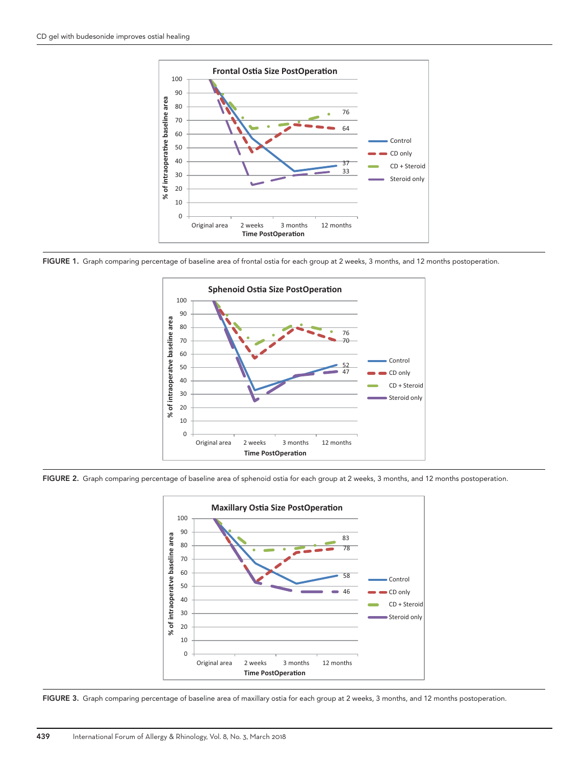FIGURE 1. Graph comparing percentage of baseline area of frontal ostia for each group at 2 weeks, 3 months, and 12 months postoperation.

FIGURE 2. Graph comparing percentage of baseline area of sphenoid ostia for each group at 2 weeks, 3 months, and 12 months postoperation.

FIGURE 3. Graph comparing percentage of baseline area of maxillary ostia for each group at 2 weeks, 3 months, and 12 months postoperation.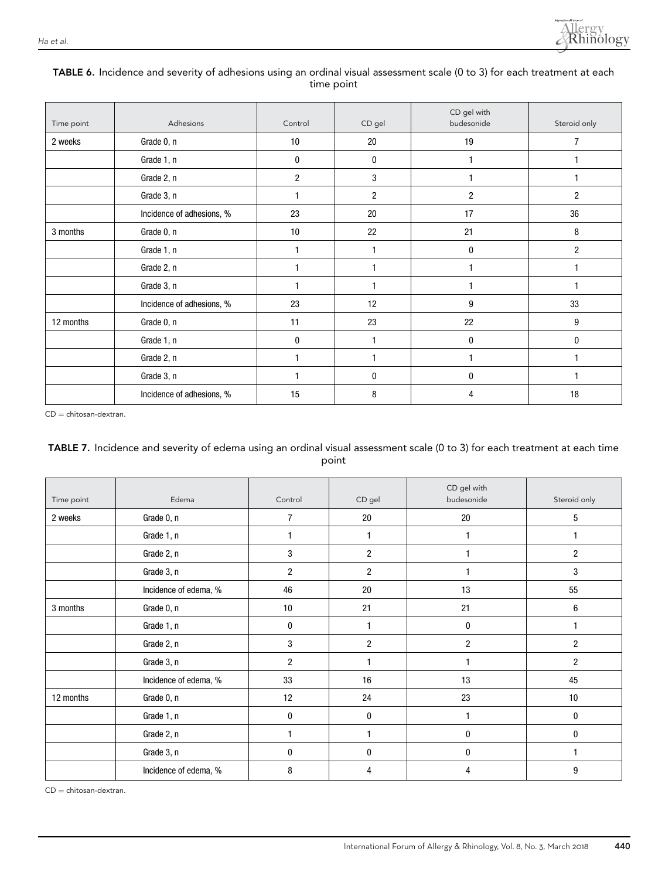**TABLE 6.** Incidence and severity of adhesions using an ordinal visual assessment scale (0 to 3) for each treatment at each time point

| Time point | Adhesions | Control | CD gel | CD gel with budesonide | Steroid only |
|---|---|---|---|---|---|
| 2 weeks | Grade 0, n | 10 | 20 | 19 | 7 |
| | Grade 1, n | 0 | 0 | 1 | 1 |
| | Grade 2, n | 2 | 3 | 1 | 1 |
| | Grade 3, n | 1 | 2 | 2 | 2 |
| | Incidence of adhesions, % | 23 | 20 | 17 | 36 |
| 3 months | Grade 0, n | 10 | 22 | 21 | 8 |
| | Grade 1, n | 1 | 1 | 0 | 2 |
| | Grade 2, n | 1 | 1 | 1 | 1 |
| | Grade 3, n | 1 | 1 | 1 | 1 |
| | Incidence of adhesions, % | 23 | 12 | 9 | 33 |
| 12 months | Grade 0, n | 11 | 23 | 22 | 9 |
| | Grade 1, n | 0 | 1 | 0 | 0 |
| | Grade 2, n | 1 | 1 | 1 | 1 |
| | Grade 3, n | 1 | 0 | 0 | 1 |
| | Incidence of adhesions, % | 15 | 8 | 4 | 18 |

CD = chitosan-dextran.

**TABLE 7.** Incidence and severity of edema using an ordinal visual assessment scale (0 to 3) for each treatment at each time point

| Time point | Edema | Control | CD gel | CD gel with budesonide | Steroid only |
|---|---|---|---|---|---|
| 2 weeks | Grade 0, n | 7 | 20 | 20 | 5 |
| | Grade 1, n | 1 | 1 | 1 | 1 |
| | Grade 2, n | 3 | 2 | 1 | 2 |
| | Grade 3, n | 2 | 2 | 1 | 3 |
| | Incidence of edema, % | 46 | 20 | 13 | 55 |
| 3 months | Grade 0, n | 10 | 21 | 21 | 6 |
| | Grade 1, n | 0 | 1 | 0 | 1 |
| | Grade 2, n | 3 | 2 | 2 | 2 |
| | Grade 3, n | 2 | 1 | 1 | 2 |
| | Incidence of edema, % | 33 | 16 | 13 | 45 |
| 12 months | Grade 0, n | 12 | 24 | 23 | 10 |
| | Grade 1, n | 0 | 0 | 1 | 0 |
| | Grade 2, n | 1 | 1 | 0 | 0 |
| | Grade 3, n | 0 | 0 | 0 | 1 |
| | Incidence of edema, % | 8 | 4 | 4 | 9 |

CD = chitosan-dextran.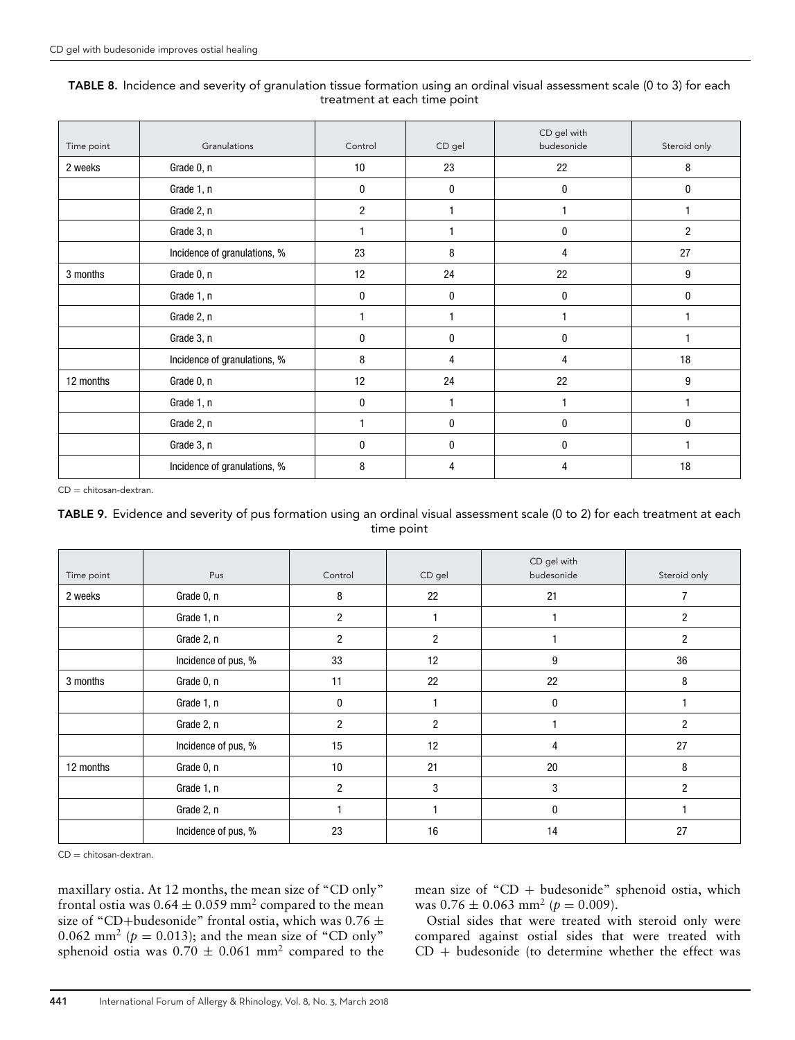**TABLE 8.** Incidence and severity of granulation tissue formation using an ordinal visual assessment scale (0 to 3) for each treatment at each time point

| Time point | Granulations | Control | CD gel | CD gel with budesonide | Steroid only |
|---|---|---|---|---|---|
| 2 weeks | Grade 0, n | 10 | 23 | 22 | 8 |
| | Grade 1, n | 0 | 0 | 0 | 0 |
| | Grade 2, n | 2 | 1 | 1 | 1 |
| | Grade 3, n | 1 | 1 | 0 | 2 |
| | Incidence of granulations, % | 23 | 8 | 4 | 27 |
| 3 months | Grade 0, n | 12 | 24 | 22 | 9 |
| | Grade 1, n | 0 | 0 | 0 | 0 |
| | Grade 2, n | 1 | 1 | 1 | 1 |
| | Grade 3, n | 0 | 0 | 0 | 1 |
| | Incidence of granulations, % | 8 | 4 | 4 | 18 |
| 12 months | Grade 0, n | 12 | 24 | 22 | 9 |
| | Grade 1, n | 0 | 1 | 1 | 1 |
| | Grade 2, n | 1 | 0 | 0 | 0 |
| | Grade 3, n | 0 | 0 | 0 | 1 |
| | Incidence of granulations, % | 8 | 4 | 4 | 18 |

CD = chitosan-dextran.

**TABLE 9.** Evidence and severity of pus formation using an ordinal visual assessment scale (0 to 2) for each treatment at each time point

| Time point | Pus | Control | CD gel | CD gel with budesonide | Steroid only |
|---|---|---|---|---|---|
| 2 weeks | Grade 0, n | 8 | 22 | 21 | 7 |
| | Grade 1, n | 2 | 1 | 1 | 2 |
| | Grade 2, n | 2 | 2 | 1 | 2 |
| | Incidence of pus, % | 33 | 12 | 9 | 36 |
| 3 months | Grade 0, n | 11 | 22 | 22 | 8 |
| | Grade 1, n | 0 | 1 | 0 | 1 |
| | Grade 2, n | 2 | 2 | 1 | 2 |
| | Incidence of pus, % | 15 | 12 | 4 | 27 |
| 12 months | Grade 0, n | 10 | 21 | 20 | 8 |
| | Grade 1, n | 2 | 3 | 3 | 2 |
| | Grade 2, n | 1 | 1 | 0 | 1 |
| | Incidence of pus, % | 23 | 16 | 14 | 27 |

CD = chitosan-dextran.

maxillary ostia. At 12 months, the mean size of "CD only" frontal ostia was $0.64 \pm 0.059$ mm$^2$ compared to the mean size of "CD+budesonide" frontal ostia, which was $0.76 \pm 0.062$ mm$^2$ ($p = 0.013$); and the mean size of "CD only" sphenoid ostia was $0.70 \pm 0.061$ mm$^2$ compared to the mean size of "CD + budesonide" sphenoid ostia, which was $0.76 \pm 0.063$ mm$^2$ ($p = 0.009$).

Ostial sides that were treated with steroid only were compared against ostial sides that were treated with CD + budesonide (to determine whether the effect was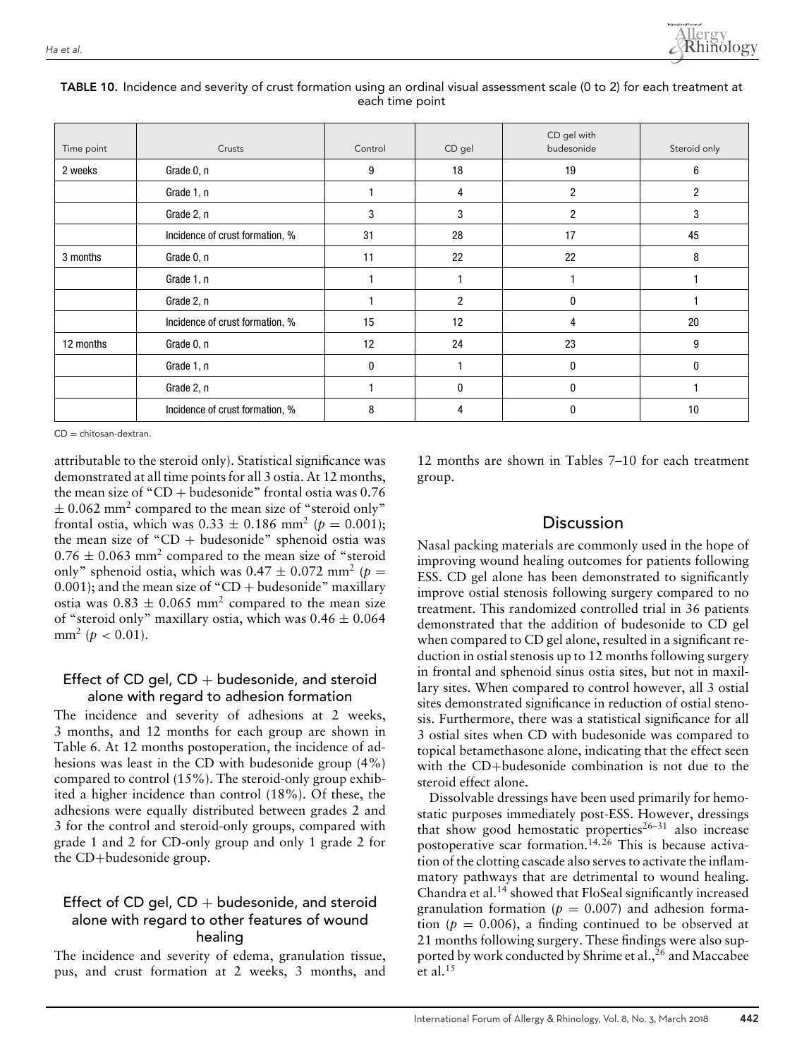**TABLE 10.** Incidence and severity of crust formation using an ordinal visual assessment scale (0 to 2) for each treatment at each time point

| Time point | Crusts | Control | CD gel | CD gel with budesonide | Steroid only |
|---|---|---|---|---|---|
| 2 weeks | Grade 0, n | 9 | 18 | 19 | 6 |
| | Grade 1, n | 1 | 4 | 2 | 2 |
| | Grade 2, n | 3 | 3 | 2 | 3 |
| | Incidence of crust formation, % | 31 | 28 | 17 | 45 |
| 3 months | Grade 0, n | 11 | 22 | 22 | 8 |
| | Grade 1, n | 1 | 1 | 1 | 1 |
| | Grade 2, n | 1 | 2 | 0 | 1 |
| | Incidence of crust formation, % | 15 | 12 | 4 | 20 |
| 12 months | Grade 0, n | 12 | 24 | 23 | 9 |
| | Grade 1, n | 0 | 1 | 0 | 0 |
| | Grade 2, n | 1 | 0 | 0 | 1 |
| | Incidence of crust formation, % | 8 | 4 | 0 | 10 |

CD = chitosan-dextran.

attributable to the steroid only). Statistical significance was demonstrated at all time points for all 3 ostia. At 12 months, the mean size of "CD + budesonide" frontal ostia was 0.76 $\pm$ 0.062 mm$^2$ compared to the mean size of "steroid only" frontal ostia, which was 0.33 $\pm$ 0.186 mm$^2$ ($p = 0.001$); the mean size of "CD + budesonide" sphenoid ostia was 0.76 $\pm$ 0.063 mm$^2$ compared to the mean size of "steroid only" sphenoid ostia, which was 0.47 $\pm$ 0.072 mm$^2$ ($p = 0.001$); and the mean size of "CD + budesonide" maxillary ostia was 0.83 $\pm$ 0.065 mm$^2$ compared to the mean size of "steroid only" maxillary ostia, which was 0.46 $\pm$ 0.064 mm$^2$ ($p < 0.01$).

### Effect of CD gel, CD + budesonide, and steroid alone with regard to adhesion formation

The incidence and severity of adhesions at 2 weeks, 3 months, and 12 months for each group are shown in Table 6. At 12 months postoperation, the incidence of adhesions was least in the CD with budesonide group (4%) compared to control (15%). The steroid-only group exhibited a higher incidence than control (18%). Of these, the adhesions were equally distributed between grades 2 and 3 for the control and steroid-only groups, compared with grade 1 and 2 for CD-only group and only 1 grade 2 for the CD+budesonide group.

### Effect of CD gel, CD + budesonide, and steroid alone with regard to other features of wound healing

The incidence and severity of edema, granulation tissue, pus, and crust formation at 2 weeks, 3 months, and 12 months are shown in Tables 7–10 for each treatment group.

## Discussion

Nasal packing materials are commonly used in the hope of improving wound healing outcomes for patients following ESS. CD gel alone has been demonstrated to significantly improve ostial stenosis following surgery compared to no treatment. This randomized controlled trial in 36 patients demonstrated that the addition of budesonide to CD gel when compared to CD gel alone, resulted in a significant reduction in ostial stenosis up to 12 months following surgery in frontal and sphenoid sinus ostia sites, but not in maxillary sites. When compared to control however, all 3 ostial sites demonstrated significance in reduction of ostial stenosis. Furthermore, there was a statistical significance for all 3 ostial sites when CD with budesonide was compared to topical betamethasone alone, indicating that the effect seen with the CD+budesonide combination is not due to the steroid effect alone.

Dissolvable dressings have been used primarily for hemostatic purposes immediately post-ESS. However, dressings that show good hemostatic properties[26–31] also increase postoperative scar formation.[14,26] This is because activation of the clotting cascade also serves to activate the inflammatory pathways that are detrimental to wound healing. Chandra et al.[14] showed that FloSeal significantly increased granulation formation ($p = 0.007$) and adhesion formation ($p = 0.006$), a finding continued to be observed at 21 months following surgery. These findings were also supported by work conducted by Shrime et al.,[26] and Maccabee et al.[15]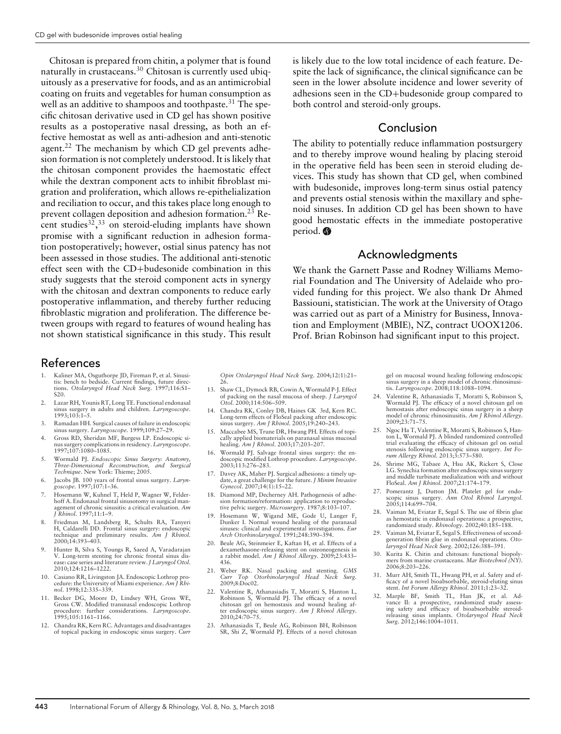Chitosan is prepared from chitin, a polymer that is found naturally in crustaceans.[30] Chitosan is currently used ubiquitously as a preservative for foods, and as an antimicrobial coating on fruits and vegetables for human consumption as well as an additive to shampoos and toothpaste.[31] The specific chitosan derivative used in CD gel has shown positive results as a postoperative nasal dressing, as both an effective hemostat as well as anti-adhesion and anti-stenotic agent.[22] The mechanism by which CD gel prevents adhesion formation is not completely understood. It is likely that the chitosan component provides the haemostatic effect while the dextran component acts to inhibit fibroblast migration and proliferation, which allows re-epithelialization and reciliation to occur, and this takes place long enough to prevent collagen deposition and adhesion formation.[23] Recent studies[32],[33] on steroid-eluding implants have shown promise with a significant reduction in adhesion formation postoperatively; however, ostial sinus patency has not been assessed in those studies. The additional anti-stenotic effect seen with the CD+budesonide combination in this study suggests that the steroid component acts in synergy with the chitosan and dextran components to reduce early postoperative inflammation, and thereby further reducing fibroblastic migration and proliferation. The difference between groups with regard to features of wound healing has not shown statistical significance in this study. This result is likely due to the low total incidence of each feature. Despite the lack of significance, the clinical significance can be seen in the lower absolute incidence and lower severity of adhesions seen in the CD+budesonide group compared to both control and steroid-only groups.

## Conclusion

The ability to potentially reduce inflammation postsurgery and to thereby improve wound healing by placing steroid in the operative field has been seen in steroid eluding devices. This study has shown that CD gel, when combined with budesonide, improves long-term sinus ostial patency and prevents ostial stenosis within the maxillary and sphenoid sinuses. In addition CD gel has been shown to have good hemostatic effects in the immediate postoperative period.

## Acknowledgments

We thank the Garnett Passe and Rodney Williams Memorial Foundation and The University of Adelaide who provided funding for this project. We also thank Dr Ahmed Bassiouni, statistician. The work at the University of Otago was carried out as part of a Ministry for Business, Innovation and Employment (MBIE), NZ, contract UOOX1206. Prof. Brian Robinson had significant input to this project.

## References

1. Kaliner MA, Osguthorpe JD, Fireman P, et al. Sinusitis: bench to bedside. Current findings, future directions. *Otolaryngol Head Neck Surg*. 1997;116:S1–S20.
2. Lazar RH, Younis RT, Long TE. Functional endonasal sinus surgery in adults and children. *Laryngoscope*. 1993;103:1–5.
3. Ramadan HH. Surgical causes of failure in endoscopic sinus surgery. *Laryngoscope*. 1999;109:27–29.
4. Gross RD, Sheridan MF, Burgess LP. Endoscopic sinus surgery complications in residency. *Laryngoscope*. 1997;107:1080–1085.
5. Wormald PJ. *Endoscopic Sinus Surgery: Anatomy, Three-Dimensional Reconstruction, and Surgical Technique*. New York: Thieme; 2005.
6. Jacobs JB. 100 years of frontal sinus surgery. *Laryngoscope*. 1997;107:1–36.
7. Hosemann W, Kuhnel T, Held P, Wagner W, Felderhoff A. Endonasal frontal sinusotomy in surgical management of chronic sinusitis: a critical evaluation. *Am J Rhinol*. 1997;11:1–9.
8. Friedman M, Landsberg R, Schults RA, Tanyeri H, Caldarelli DD. Frontal sinus surgery: endoscopic technique and preliminary results. *Am J Rhinol*. 2000;14:393–403.
9. Hunter B, Silva S, Youngs R, Saeed A, Varadarajan V. Long-term stenting for chronic frontal sinus disease: case series and literature review. *J Laryngol Otol*. 2010;124:1216–1222.
10. Casiano RR, Livingston JA. Endoscopic Lothrop procedure: the University of Miami experience. *Am J Rhinol*. 1998;12:335–339.
11. Becker DG, Moore D, Lindsey WH, Gross WE, Gross CW. Modified transnasal endoscopic Lothrop procedure: further considerations. *Laryngoscope*. 1995;105:1161–1166.
12. Chandra RK, Kern RC. Advantages and disadvantages of topical packing in endoscopic sinus surgery. *Curr Opin Otolaryngol Head Neck Surg*. 2004;12(1):21–26.
13. Shaw CL, Dymock RB, Cowin A, Wormald P-J. Effect of packing on the nasal mucosa of sheep. *J Laryngol Otol*. 2000;114:506–509.
14. Chandra RK, Conley DB, Haines GK 3rd, Kern RC. Long-term effects of FloSeal packing after endoscopic sinus surgery. *Am J Rhinol*. 2005;19:240–243.
15. Maccabee MS, Trune DR, Hwang PH. Effects of topically applied biomaterials on paranasal sinus mucosal healing. *Am J Rhinol*. 2003;17:203–207.
16. Wormald PJ. Salvage frontal sinus surgery: the endoscopic modified Lothrop procedure. *Laryngoscope*. 2003;113:276–283.
17. Davey AK, Maher PJ. Surgical adhesions: a timely update, a great challenge for the future. *J Minim Invasive Gynecol*. 2007;14(1):15–22.
18. Diamond MP, Decherney AH. Pathogenesis of adhesion formation/reformation: application to reproductive pelvic surgery. *Microsurgery*. 1987;8:103–107.
19. Hosemann W, Wigand ME, Gode U, Langer F, Dunker I. Normal wound healing of the paranasal sinuses: clinical and experimental investigations. *Eur Arch Otorhinolaryngol*. 1991;248:390–394.
20. Beule AG, Steinmeier E, Kaftan H, et al. Effects of a dexamethasone-releasing stent on osteoneogenesis in a rabbit model. *Am J Rhinol Allergy*. 2009;23:433–436.
21. Weber RK. Nasal packing and stenting. *GMS Curr Top Otorhinolaryngol Head Neck Surg*. 2009;8:Doc02.
22. Valentine R, Athanasiadis T, Moratti S, Hanton L, Robinson S, Wormald PJ. The efficacy of a novel chitosan gel on hemostasis and wound healing after endoscopic sinus surgery. *Am J Rhinol Allergy*. 2010;24:70–75.
23. Athanasiadis T, Beule AG, Robinson BH, Robinson SR, Shi Z, Wormald PJ. Effects of a novel chitosan gel on mucosal wound healing following endoscopic sinus surgery in a sheep model of chronic rhinosinusitis. *Laryngoscope*. 2008;118:1088–1094.
24. Valentine R, Athanasiadis T, Moratti S, Robinson S, Wormald PJ. The efficacy of a novel chitosan gel on hemostasis after endoscopic sinus surgery in a sheep model of chronic rhinosinusitis. *Am J Rhinol Allergy*. 2009;23:71–75.
25. Ngoc Ha T, Valentine R, Moratti S, Robinson S, Hanton L, Wormald PJ. A blinded randomized controlled trial evaluating the efficacy of chitosan gel on ostial stenosis following endoscopic sinus surgery. *Int Forum Allergy Rhinol*. 2013;3:573–580.
26. Shrime MG, Tabaee A, Hsu AK, Rickert S, Close LG. Synechia formation after endoscopic sinus surgery and middle turbinate medialization with and without FloSeal. *Am J Rhinol*. 2007;21:174–179.
27. Pomerantz J, Dutton JM. Platelet gel for endoscopic sinus surgery. *Ann Otol Rhinol Laryngol*. 2005;114:699–704.
28. Vaiman M, Eviatar E, Segal S. The use of fibrin glue as hemostatic in endonasal operations: a prospective, randomized study. *Rhinology*. 2002;40:185–188.
29. Vaiman M, Eviatar E, Segal S. Effectiveness of second-generation fibrin glue in endonasal operations. *Otolaryngol Head Neck Surg*. 2002;126:388–391.
30. Kurita K. Chitin and chitosan: functional biopolymers from marine crustaceans. *Mar Biotechnol (NY)*. 2006;8:203–226.
31. Murr AH, Smith TL, Hwang PH, et al. Safety and efficacy of a novel bioabsorbable, steroid-eluting sinus stent. *Int Forum Allergy Rhinol*. 2011;1:23–32.
32. Marple BF, Smith TL, Han JK, et al. Advance II: a prospective, randomized study assessing safety and efficacy of bioabsorbable steroid-releasing sinus implants. *Otolaryngol Head Neck Surg*. 2012;146:1004–1011.